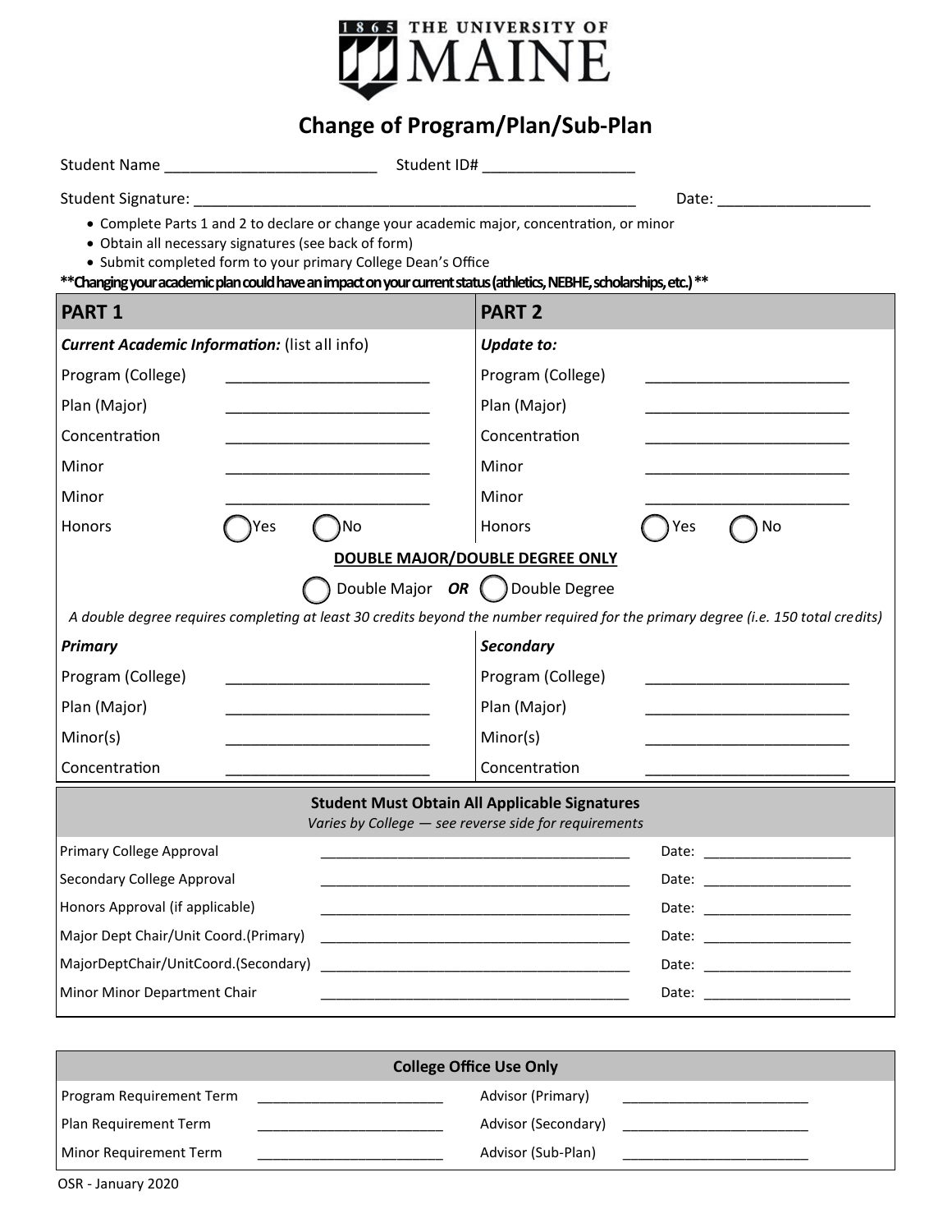# THE UNIVERSITY OF MAINE

## Change of Program/Plan/Sub-Plan

Student Name ________________________ Student ID# _________________

Student Signature: __________________________________________________ Date: _________________

- Complete Parts 1 and 2 to declare or change your academic major, concentration, or minor
- Obtain all necessary signatures (see back of form)
- Submit completed form to your primary College Dean's Office

**\*\*Changing your academic plan could have an impact on your current status (athletics, NEBHE, scholarships, etc.)\*\***

| PART 1 | | PART 2 | |
|---|---|---|---|
| ***Current Academic Information:*** (list all info) | | ***Update to:*** | |
| Program (College) | ________________________ | Program (College) | ________________________ |
| Plan (Major) | ________________________ | Plan (Major) | ________________________ |
| Concentration | ________________________ | Concentration | ________________________ |
| Minor | ________________________ | Minor | ________________________ |
| Minor | ________________________ | Minor | ________________________ |
| Honors | ◯ Yes ◯ No | Honors | ◯ Yes ◯ No |

**DOUBLE MAJOR/DOUBLE DEGREE ONLY**

◯ Double Major ***OR*** ◯ Double Degree

*A double degree requires completing at least 30 credits beyond the number required for the primary degree (i.e. 150 total credits)*

| ***Primary*** | | ***Secondary*** | |
|---|---|---|---|
| Program (College) | ________________________ | Program (College) | ________________________ |
| Plan (Major) | ________________________ | Plan (Major) | ________________________ |
| Minor(s) | ________________________ | Minor(s) | ________________________ |
| Concentration | ________________________ | Concentration | ________________________ |

**Student Must Obtain All Applicable Signatures**

*Varies by College — see reverse side for requirements*

| | | |
|---|---|---|
| Primary College Approval | ________________________________________ | Date: ___________________ |
| Secondary College Approval | ________________________________________ | Date: ___________________ |
| Honors Approval (if applicable) | ________________________________________ | Date: ___________________ |
| Major Dept Chair/Unit Coord.(Primary) | ________________________________________ | Date: ___________________ |
| MajorDeptChair/UnitCoord.(Secondary) | ________________________________________ | Date: ___________________ |
| Minor Minor Department Chair | ________________________________________ | Date: ___________________ |

**College Office Use Only**

| | | | |
|---|---|---|---|
| Program Requirement Term | _______________________ | Advisor (Primary) | _______________________ |
| Plan Requirement Term | _______________________ | Advisor (Secondary) | _______________________ |
| Minor Requirement Term | _______________________ | Advisor (Sub-Plan) | _______________________ |

OSR - January 2020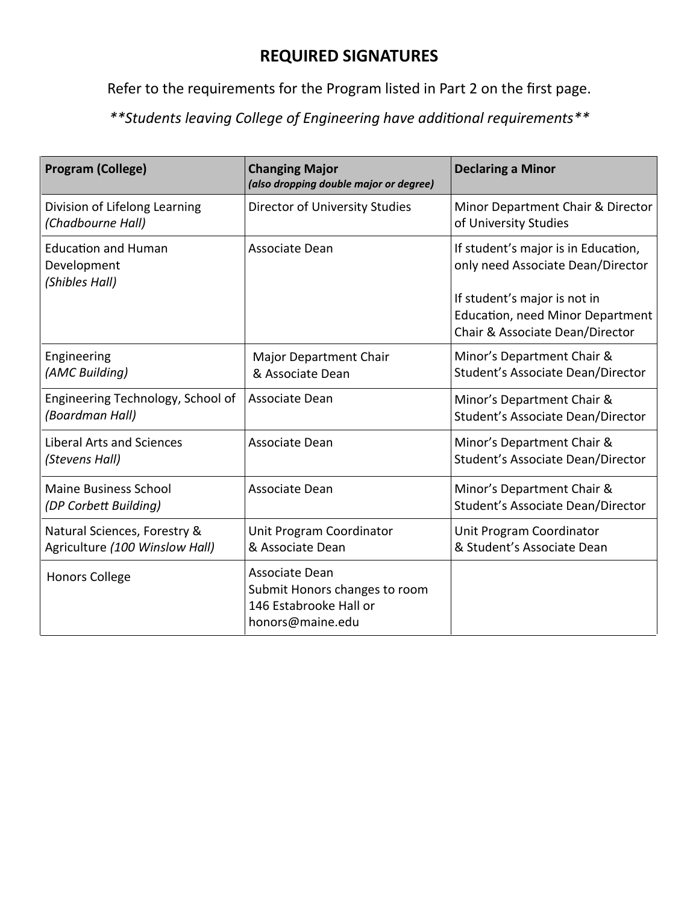## REQUIRED SIGNATURES

Refer to the requirements for the Program listed in Part 2 on the first page.

*\*\*Students leaving College of Engineering have additional requirements\*\**

| Program (College) | Changing Major *(also dropping double major or degree)* | Declaring a Minor |
|---|---|---|
| Division of Lifelong Learning *(Chadbourne Hall)* | Director of University Studies | Minor Department Chair & Director of University Studies |
| Education and Human Development *(Shibles Hall)* | Associate Dean | If student's major is in Education, only need Associate Dean/Director<br><br>If student's major is not in Education, need Minor Department Chair & Associate Dean/Director |
| Engineering *(AMC Building)* | Major Department Chair & Associate Dean | Minor's Department Chair & Student's Associate Dean/Director |
| Engineering Technology, School of *(Boardman Hall)* | Associate Dean | Minor's Department Chair & Student's Associate Dean/Director |
| Liberal Arts and Sciences *(Stevens Hall)* | Associate Dean | Minor's Department Chair & Student's Associate Dean/Director |
| Maine Business School *(DP Corbett Building)* | Associate Dean | Minor's Department Chair & Student's Associate Dean/Director |
| Natural Sciences, Forestry & Agriculture *(100 Winslow Hall)* | Unit Program Coordinator & Associate Dean | Unit Program Coordinator & Student's Associate Dean |
| Honors College | Associate Dean<br>Submit Honors changes to room 146 Estabrooke Hall or honors@maine.edu | |